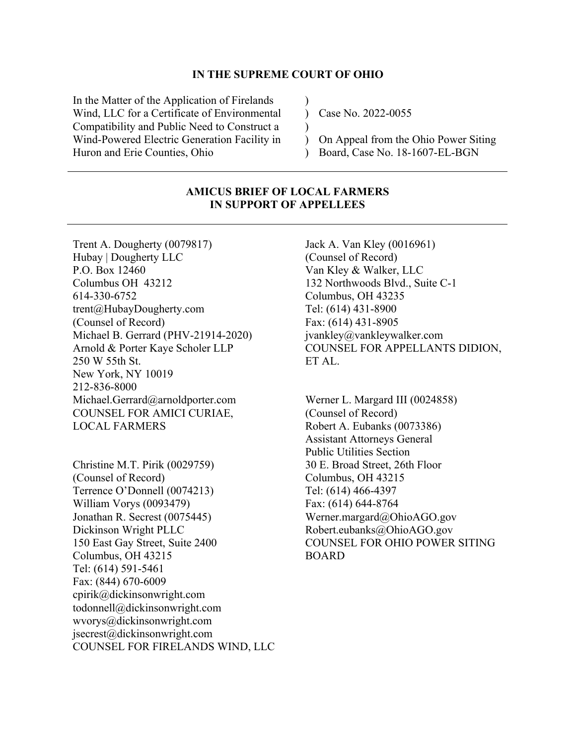# IN THE SUPREME COURT OF OHIO

| | | |
|---|---|---|
| In the Matter of the Application of Firelands Wind, LLC for a Certificate of Environmental Compatibility and Public Need to Construct a Wind-Powered Electric Generation Facility in Huron and Erie Counties, Ohio | ) ) ) ) ) | Case No. 2022-0055<br><br>On Appeal from the Ohio Power Siting Board, Case No. 18-1607-EL-BGN |

---

## AMICUS BRIEF OF LOCAL FARMERS IN SUPPORT OF APPELLEES

---

Trent A. Dougherty (0079817)
Hubay | Dougherty LLC
P.O. Box 12460
Columbus OH 43212
614-330-6752
trent@HubayDougherty.com
(Counsel of Record)
Michael B. Gerrard (PHV-21914-2020)
Arnold & Porter Kaye Scholer LLP
250 W 55th St.
New York, NY 10019
212-836-8000
Michael.Gerrard@arnoldporter.com
COUNSEL FOR AMICI CURIAE, LOCAL FARMERS

Christine M.T. Pirik (0029759)
(Counsel of Record)
Terrence O'Donnell (0074213)
William Vorys (0093479)
Jonathan R. Secrest (0075445)
Dickinson Wright PLLC
150 East Gay Street, Suite 2400
Columbus, OH 43215
Tel: (614) 591-5461
Fax: (844) 670-6009
cpirik@dickinsonwright.com
todonnell@dickinsonwright.com
wvorys@dickinsonwright.com
jsecrest@dickinsonwright.com
COUNSEL FOR FIRELANDS WIND, LLC

Jack A. Van Kley (0016961)
(Counsel of Record)
Van Kley & Walker, LLC
132 Northwoods Blvd., Suite C-1
Columbus, OH 43235
Tel: (614) 431-8900
Fax: (614) 431-8905
jvankley@vankleywalker.com
COUNSEL FOR APPELLANTS DIDION, ET AL.

Werner L. Margard III (0024858)
(Counsel of Record)
Robert A. Eubanks (0073386)
Assistant Attorneys General
Public Utilities Section
30 E. Broad Street, 26th Floor
Columbus, OH 43215
Tel: (614) 466-4397
Fax: (614) 644-8764
Werner.margard@OhioAGO.gov
Robert.eubanks@OhioAGO.gov
COUNSEL FOR OHIO POWER SITING BOARD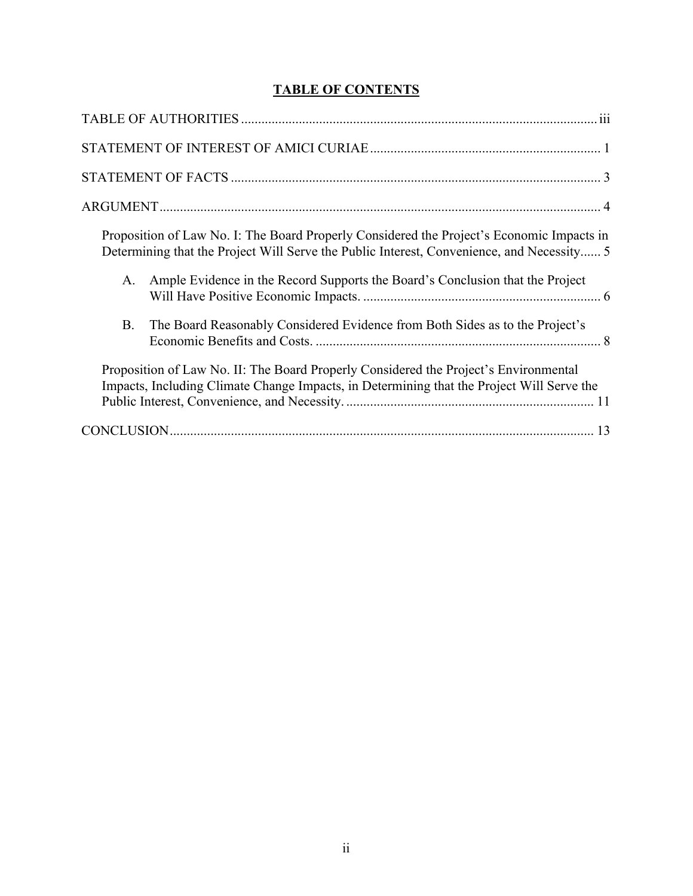## TABLE OF CONTENTS

TABLE OF AUTHORITIES ........................................................................................................ iii

STATEMENT OF INTEREST OF AMICI CURIAE .................................................................... 1

STATEMENT OF FACTS ............................................................................................................ 3

ARGUMENT................................................................................................................................. 4

Proposition of Law No. I: The Board Properly Considered the Project's Economic Impacts in Determining that the Project Will Serve the Public Interest, Convenience, and Necessity...... 5

A. Ample Evidence in the Record Supports the Board's Conclusion that the Project Will Have Positive Economic Impacts. ...................................................................... 6

B. The Board Reasonably Considered Evidence from Both Sides as to the Project's Economic Benefits and Costs. .................................................................................... 8

Proposition of Law No. II: The Board Properly Considered the Project's Environmental Impacts, Including Climate Change Impacts, in Determining that the Project Will Serve the Public Interest, Convenience, and Necessity. ......................................................................... 11

CONCLUSION............................................................................................................................ 13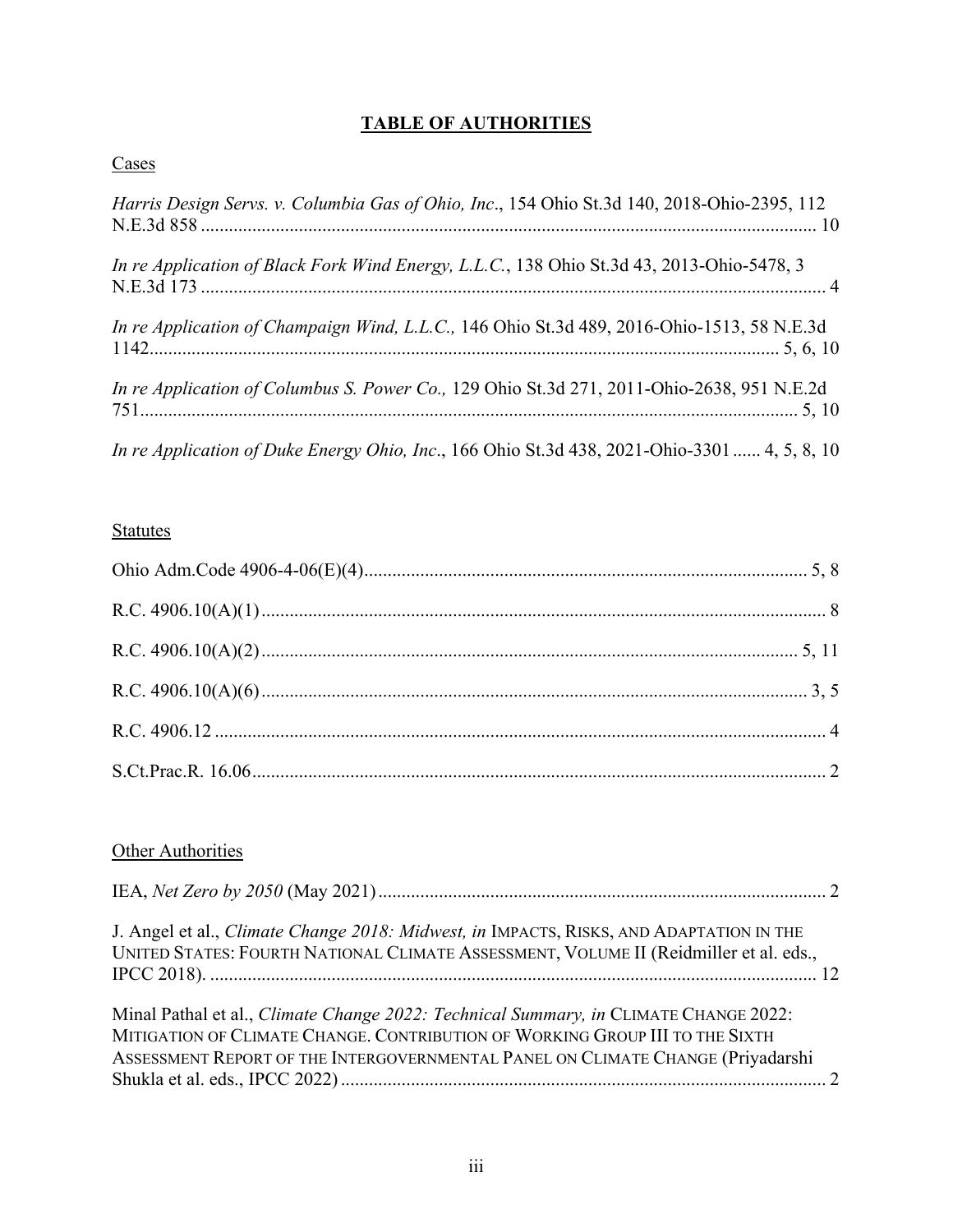# **TABLE OF AUTHORITIES**

Cases

*Harris Design Servs. v. Columbia Gas of Ohio, Inc*., 154 Ohio St.3d 140, 2018-Ohio-2395, 112 N.E.3d 858 .................................................................................................................................... 10

*In re Application of Black Fork Wind Energy, L.L.C.*, 138 Ohio St.3d 43, 2013-Ohio-5478, 3 N.E.3d 173 ..................................................................................................................................... 4

*In re Application of Champaign Wind, L.L.C.,* 146 Ohio St.3d 489, 2016-Ohio-1513, 58 N.E.3d 1142...................................................................................................................................... 5, 6, 10

*In re Application of Columbus S. Power Co.,* 129 Ohio St.3d 271, 2011-Ohio-2638, 951 N.E.2d 751............................................................................................................................................ 5, 10

*In re Application of Duke Energy Ohio, Inc*., 166 Ohio St.3d 438, 2021-Ohio-3301 ...... 4, 5, 8, 10

Statutes

Ohio Adm.Code 4906-4-06(E)(4)............................................................................................... 5, 8

R.C. 4906.10(A)(1) ......................................................................................................................... 8

R.C. 4906.10(A)(2) ................................................................................................................... 5, 11

R.C. 4906.10(A)(6) ..................................................................................................................... 3, 5

R.C. 4906.12 ................................................................................................................................... 4

S.Ct.Prac.R. 16.06........................................................................................................................... 2

Other Authorities

IEA, *Net Zero by 2050* (May 2021) ................................................................................................ 2

J. Angel et al., *Climate Change 2018: Midwest, in* IMPACTS, RISKS, AND ADAPTATION IN THE UNITED STATES: FOURTH NATIONAL CLIMATE ASSESSMENT, VOLUME II (Reidmiller et al. eds., IPCC 2018). .................................................................................................................................. 12

Minal Pathal et al., *Climate Change 2022: Technical Summary, in* CLIMATE CHANGE 2022: MITIGATION OF CLIMATE CHANGE. CONTRIBUTION OF WORKING GROUP III TO THE SIXTH ASSESSMENT REPORT OF THE INTERGOVERNMENTAL PANEL ON CLIMATE CHANGE (Priyadarshi Shukla et al. eds., IPCC 2022) ........................................................................................................ 2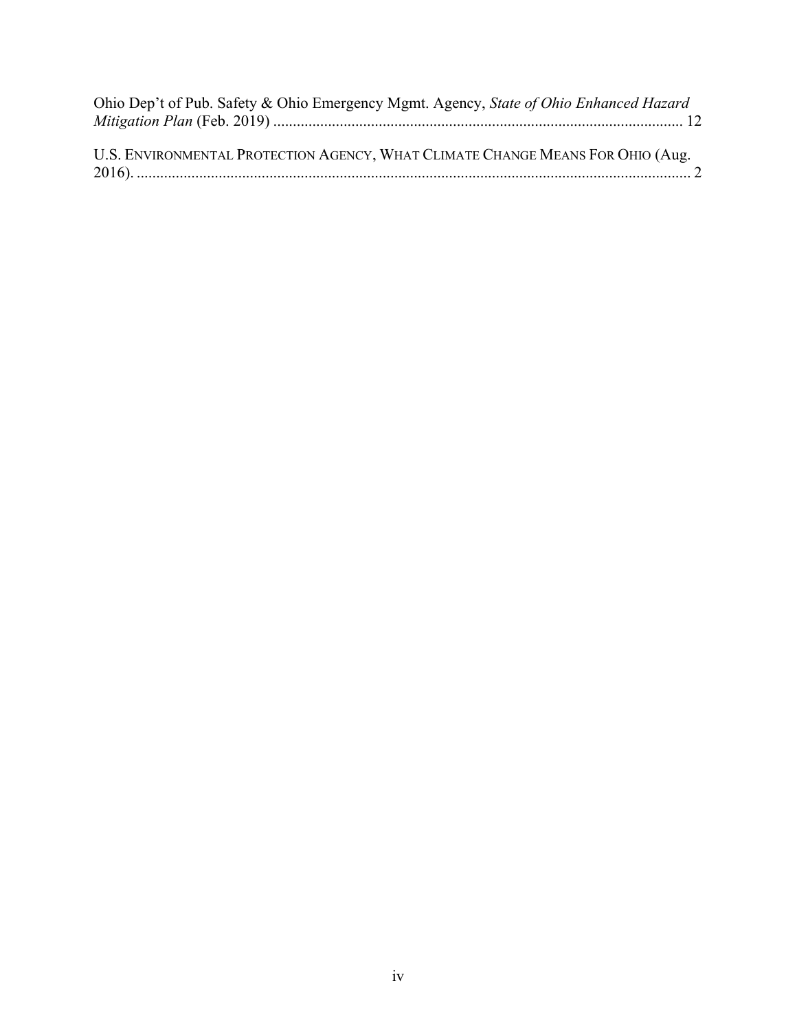Ohio Dep't of Pub. Safety & Ohio Emergency Mgmt. Agency, *State of Ohio Enhanced Hazard Mitigation Plan* (Feb. 2019) ........................................................................................................ 12

U.S. ENVIRONMENTAL PROTECTION AGENCY, WHAT CLIMATE CHANGE MEANS FOR OHIO (Aug. 2016). .............................................................................................................................. 2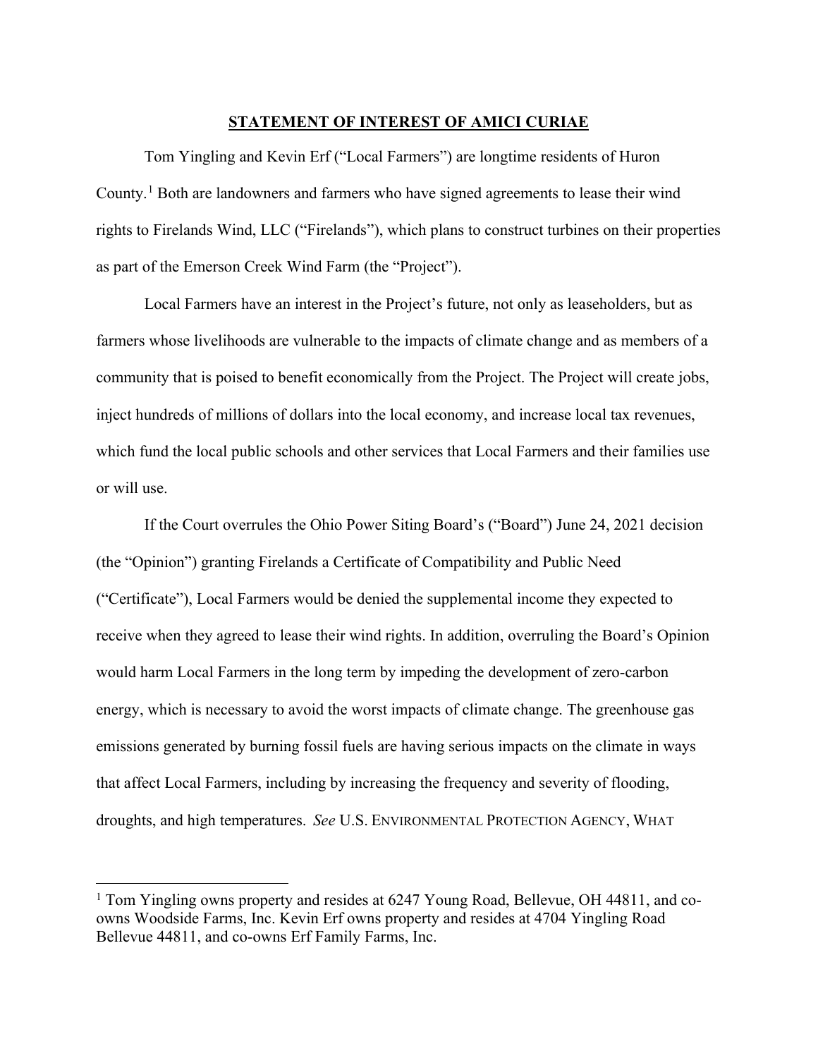## **STATEMENT OF INTEREST OF AMICI CURIAE**

Tom Yingling and Kevin Erf ("Local Farmers") are longtime residents of Huron County.[1] Both are landowners and farmers who have signed agreements to lease their wind rights to Firelands Wind, LLC ("Firelands"), which plans to construct turbines on their properties as part of the Emerson Creek Wind Farm (the "Project").

Local Farmers have an interest in the Project's future, not only as leaseholders, but as farmers whose livelihoods are vulnerable to the impacts of climate change and as members of a community that is poised to benefit economically from the Project. The Project will create jobs, inject hundreds of millions of dollars into the local economy, and increase local tax revenues, which fund the local public schools and other services that Local Farmers and their families use or will use.

If the Court overrules the Ohio Power Siting Board's ("Board") June 24, 2021 decision (the "Opinion") granting Firelands a Certificate of Compatibility and Public Need ("Certificate"), Local Farmers would be denied the supplemental income they expected to receive when they agreed to lease their wind rights. In addition, overruling the Board's Opinion would harm Local Farmers in the long term by impeding the development of zero-carbon energy, which is necessary to avoid the worst impacts of climate change. The greenhouse gas emissions generated by burning fossil fuels are having serious impacts on the climate in ways that affect Local Farmers, including by increasing the frequency and severity of flooding, droughts, and high temperatures. *See* U.S. ENVIRONMENTAL PROTECTION AGENCY, WHAT

---

[1] Tom Yingling owns property and resides at 6247 Young Road, Bellevue, OH 44811, and co-owns Woodside Farms, Inc. Kevin Erf owns property and resides at 4704 Yingling Road Bellevue 44811, and co-owns Erf Family Farms, Inc.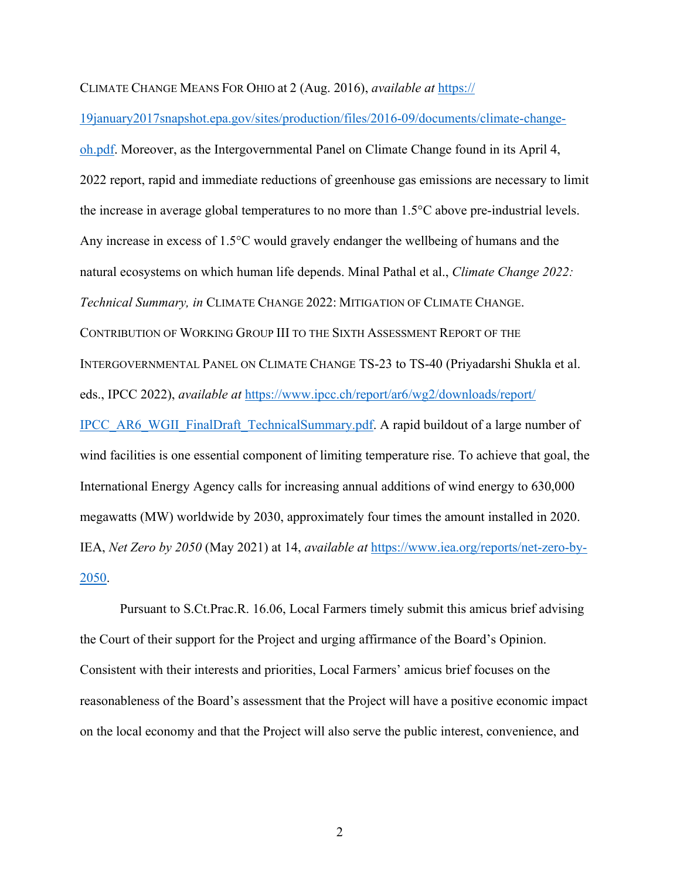CLIMATE CHANGE MEANS FOR OHIO at 2 (Aug. 2016), *available at* https://19january2017snapshot.epa.gov/sites/production/files/2016-09/documents/climate-change-oh.pdf. Moreover, as the Intergovernmental Panel on Climate Change found in its April 4, 2022 report, rapid and immediate reductions of greenhouse gas emissions are necessary to limit the increase in average global temperatures to no more than 1.5°C above pre-industrial levels. Any increase in excess of 1.5°C would gravely endanger the wellbeing of humans and the natural ecosystems on which human life depends. Minal Pathal et al., *Climate Change 2022: Technical Summary, in* CLIMATE CHANGE 2022: MITIGATION OF CLIMATE CHANGE. CONTRIBUTION OF WORKING GROUP III TO THE SIXTH ASSESSMENT REPORT OF THE INTERGOVERNMENTAL PANEL ON CLIMATE CHANGE TS-23 to TS-40 (Priyadarshi Shukla et al. eds., IPCC 2022), *available at* https://www.ipcc.ch/report/ar6/wg2/downloads/report/IPCC_AR6_WGII_FinalDraft_TechnicalSummary.pdf. A rapid buildout of a large number of wind facilities is one essential component of limiting temperature rise. To achieve that goal, the International Energy Agency calls for increasing annual additions of wind energy to 630,000 megawatts (MW) worldwide by 2030, approximately four times the amount installed in 2020. IEA, *Net Zero by 2050* (May 2021) at 14, *available at* https://www.iea.org/reports/net-zero-by-2050.

Pursuant to S.Ct.Prac.R. 16.06, Local Farmers timely submit this amicus brief advising the Court of their support for the Project and urging affirmance of the Board's Opinion. Consistent with their interests and priorities, Local Farmers' amicus brief focuses on the reasonableness of the Board's assessment that the Project will have a positive economic impact on the local economy and that the Project will also serve the public interest, convenience, and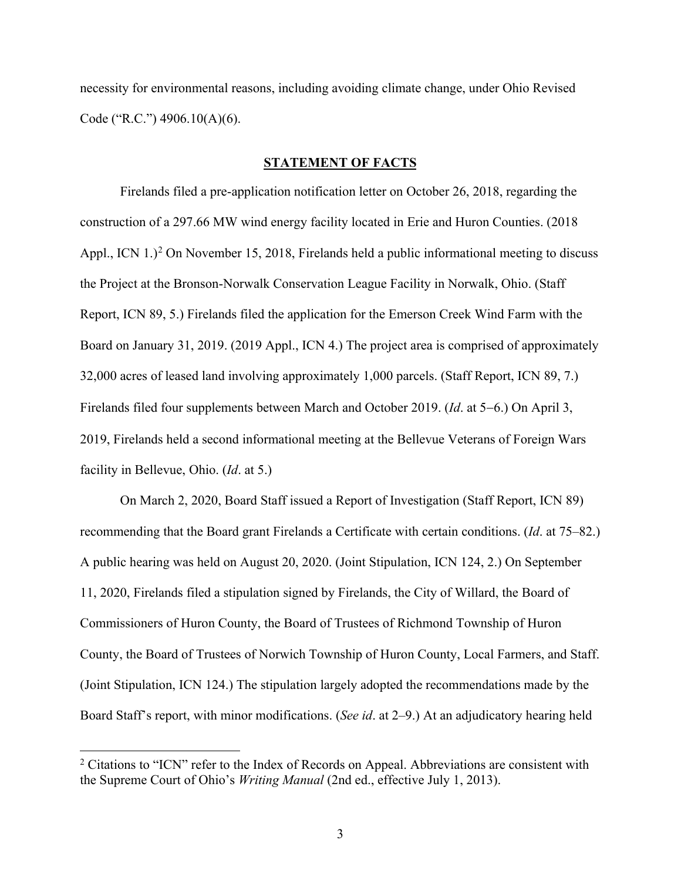necessity for environmental reasons, including avoiding climate change, under Ohio Revised Code ("R.C.") 4906.10(A)(6).

## STATEMENT OF FACTS

Firelands filed a pre-application notification letter on October 26, 2018, regarding the construction of a 297.66 MW wind energy facility located in Erie and Huron Counties. (2018 Appl., ICN 1.)[2] On November 15, 2018, Firelands held a public informational meeting to discuss the Project at the Bronson-Norwalk Conservation League Facility in Norwalk, Ohio. (Staff Report, ICN 89, 5.) Firelands filed the application for the Emerson Creek Wind Farm with the Board on January 31, 2019. (2019 Appl., ICN 4.) The project area is comprised of approximately 32,000 acres of leased land involving approximately 1,000 parcels. (Staff Report, ICN 89, 7.) Firelands filed four supplements between March and October 2019. (*Id*. at 5–6.) On April 3, 2019, Firelands held a second informational meeting at the Bellevue Veterans of Foreign Wars facility in Bellevue, Ohio. (*Id*. at 5.)

On March 2, 2020, Board Staff issued a Report of Investigation (Staff Report, ICN 89) recommending that the Board grant Firelands a Certificate with certain conditions. (*Id*. at 75–82.) A public hearing was held on August 20, 2020. (Joint Stipulation, ICN 124, 2.) On September 11, 2020, Firelands filed a stipulation signed by Firelands, the City of Willard, the Board of Commissioners of Huron County, the Board of Trustees of Richmond Township of Huron County, the Board of Trustees of Norwich Township of Huron County, Local Farmers, and Staff. (Joint Stipulation, ICN 124.) The stipulation largely adopted the recommendations made by the Board Staff's report, with minor modifications. (*See id*. at 2–9.) At an adjudicatory hearing held

[2] Citations to "ICN" refer to the Index of Records on Appeal. Abbreviations are consistent with the Supreme Court of Ohio's *Writing Manual* (2nd ed., effective July 1, 2013).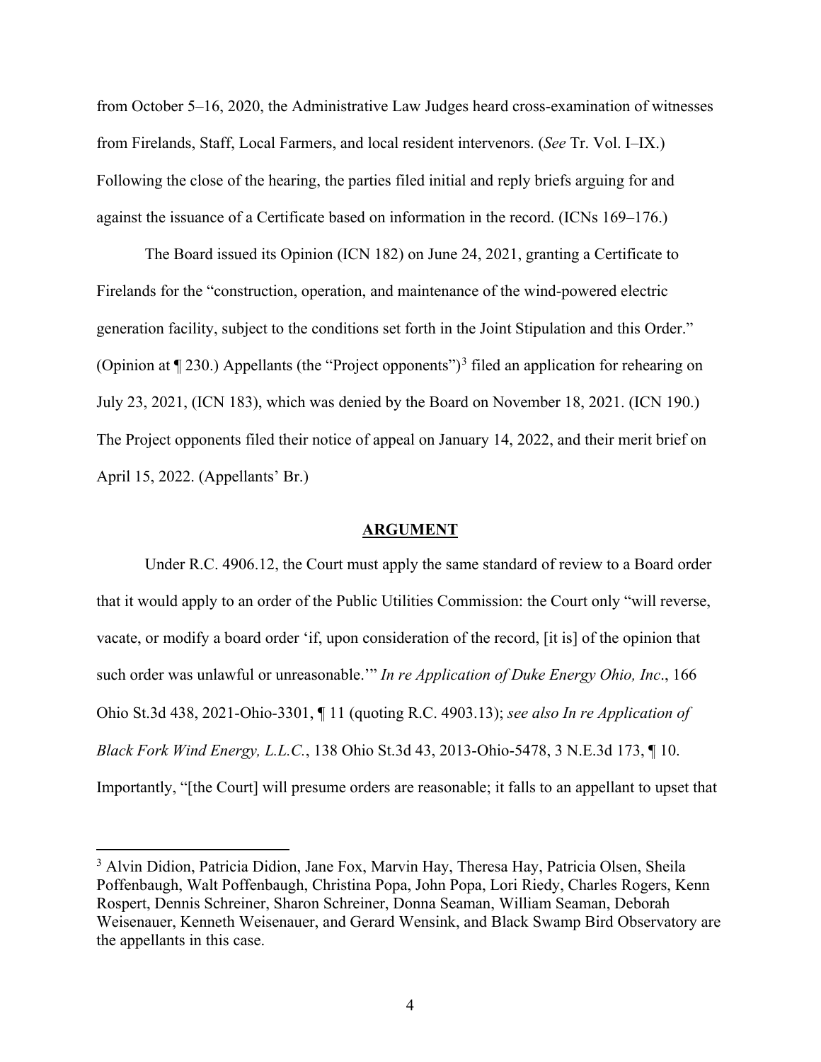from October 5–16, 2020, the Administrative Law Judges heard cross-examination of witnesses from Firelands, Staff, Local Farmers, and local resident intervenors. (*See* Tr. Vol. I–IX.) Following the close of the hearing, the parties filed initial and reply briefs arguing for and against the issuance of a Certificate based on information in the record. (ICNs 169–176.)

The Board issued its Opinion (ICN 182) on June 24, 2021, granting a Certificate to Firelands for the "construction, operation, and maintenance of the wind-powered electric generation facility, subject to the conditions set forth in the Joint Stipulation and this Order." (Opinion at ¶ 230.) Appellants (the "Project opponents")[3] filed an application for rehearing on July 23, 2021, (ICN 183), which was denied by the Board on November 18, 2021. (ICN 190.) The Project opponents filed their notice of appeal on January 14, 2022, and their merit brief on April 15, 2022. (Appellants' Br.)

## ARGUMENT

Under R.C. 4906.12, the Court must apply the same standard of review to a Board order that it would apply to an order of the Public Utilities Commission: the Court only "will reverse, vacate, or modify a board order 'if, upon consideration of the record, [it is] of the opinion that such order was unlawful or unreasonable.'" *In re Application of Duke Energy Ohio, Inc*., 166 Ohio St.3d 438, 2021-Ohio-3301, ¶ 11 (quoting R.C. 4903.13); *see also In re Application of Black Fork Wind Energy, L.L.C.*, 138 Ohio St.3d 43, 2013-Ohio-5478, 3 N.E.3d 173, ¶ 10. Importantly, "[the Court] will presume orders are reasonable; it falls to an appellant to upset that

---

[3] Alvin Didion, Patricia Didion, Jane Fox, Marvin Hay, Theresa Hay, Patricia Olsen, Sheila Poffenbaugh, Walt Poffenbaugh, Christina Popa, John Popa, Lori Riedy, Charles Rogers, Kenn Rospert, Dennis Schreiner, Sharon Schreiner, Donna Seaman, William Seaman, Deborah Weisenauer, Kenneth Weisenauer, and Gerard Wensink, and Black Swamp Bird Observatory are the appellants in this case.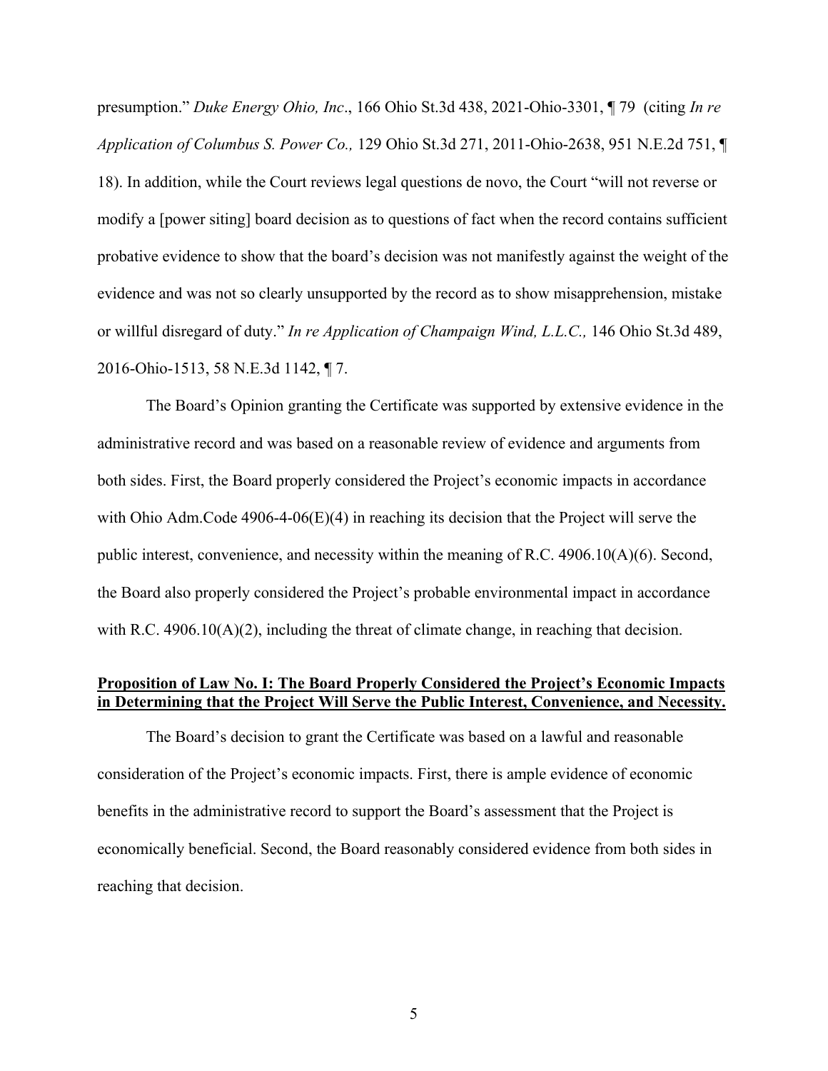presumption." *Duke Energy Ohio, Inc*., 166 Ohio St.3d 438, 2021-Ohio-3301, ¶ 79 (citing *In re Application of Columbus S. Power Co.,* 129 Ohio St.3d 271, 2011-Ohio-2638, 951 N.E.2d 751, ¶ 18). In addition, while the Court reviews legal questions de novo, the Court "will not reverse or modify a [power siting] board decision as to questions of fact when the record contains sufficient probative evidence to show that the board's decision was not manifestly against the weight of the evidence and was not so clearly unsupported by the record as to show misapprehension, mistake or willful disregard of duty." *In re Application of Champaign Wind, L.L.C.,* 146 Ohio St.3d 489, 2016-Ohio-1513, 58 N.E.3d 1142, ¶ 7.

The Board's Opinion granting the Certificate was supported by extensive evidence in the administrative record and was based on a reasonable review of evidence and arguments from both sides. First, the Board properly considered the Project's economic impacts in accordance with Ohio Adm.Code 4906-4-06(E)(4) in reaching its decision that the Project will serve the public interest, convenience, and necessity within the meaning of R.C. 4906.10(A)(6). Second, the Board also properly considered the Project's probable environmental impact in accordance with R.C. 4906.10(A)(2), including the threat of climate change, in reaching that decision.

## **Proposition of Law No. I: The Board Properly Considered the Project's Economic Impacts in Determining that the Project Will Serve the Public Interest, Convenience, and Necessity.**

The Board's decision to grant the Certificate was based on a lawful and reasonable consideration of the Project's economic impacts. First, there is ample evidence of economic benefits in the administrative record to support the Board's assessment that the Project is economically beneficial. Second, the Board reasonably considered evidence from both sides in reaching that decision.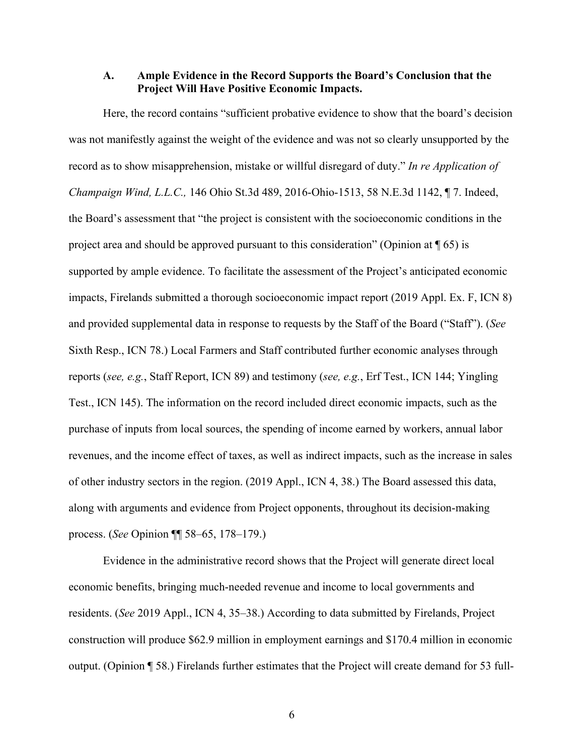### A. Ample Evidence in the Record Supports the Board's Conclusion that the Project Will Have Positive Economic Impacts.

Here, the record contains "sufficient probative evidence to show that the board's decision was not manifestly against the weight of the evidence and was not so clearly unsupported by the record as to show misapprehension, mistake or willful disregard of duty." *In re Application of Champaign Wind, L.L.C.,* 146 Ohio St.3d 489, 2016-Ohio-1513, 58 N.E.3d 1142, ¶ 7. Indeed, the Board's assessment that "the project is consistent with the socioeconomic conditions in the project area and should be approved pursuant to this consideration" (Opinion at ¶ 65) is supported by ample evidence. To facilitate the assessment of the Project's anticipated economic impacts, Firelands submitted a thorough socioeconomic impact report (2019 Appl. Ex. F, ICN 8) and provided supplemental data in response to requests by the Staff of the Board ("Staff"). (*See* Sixth Resp., ICN 78.) Local Farmers and Staff contributed further economic analyses through reports (*see, e.g.*, Staff Report, ICN 89) and testimony (*see, e.g.*, Erf Test., ICN 144; Yingling Test., ICN 145). The information on the record included direct economic impacts, such as the purchase of inputs from local sources, the spending of income earned by workers, annual labor revenues, and the income effect of taxes, as well as indirect impacts, such as the increase in sales of other industry sectors in the region. (2019 Appl., ICN 4, 38.) The Board assessed this data, along with arguments and evidence from Project opponents, throughout its decision-making process. (*See* Opinion ¶¶ 58–65, 178–179.)

Evidence in the administrative record shows that the Project will generate direct local economic benefits, bringing much-needed revenue and income to local governments and residents. (*See* 2019 Appl., ICN 4, 35–38.) According to data submitted by Firelands, Project construction will produce \$62.9 million in employment earnings and \$170.4 million in economic output. (Opinion ¶ 58.) Firelands further estimates that the Project will create demand for 53 full-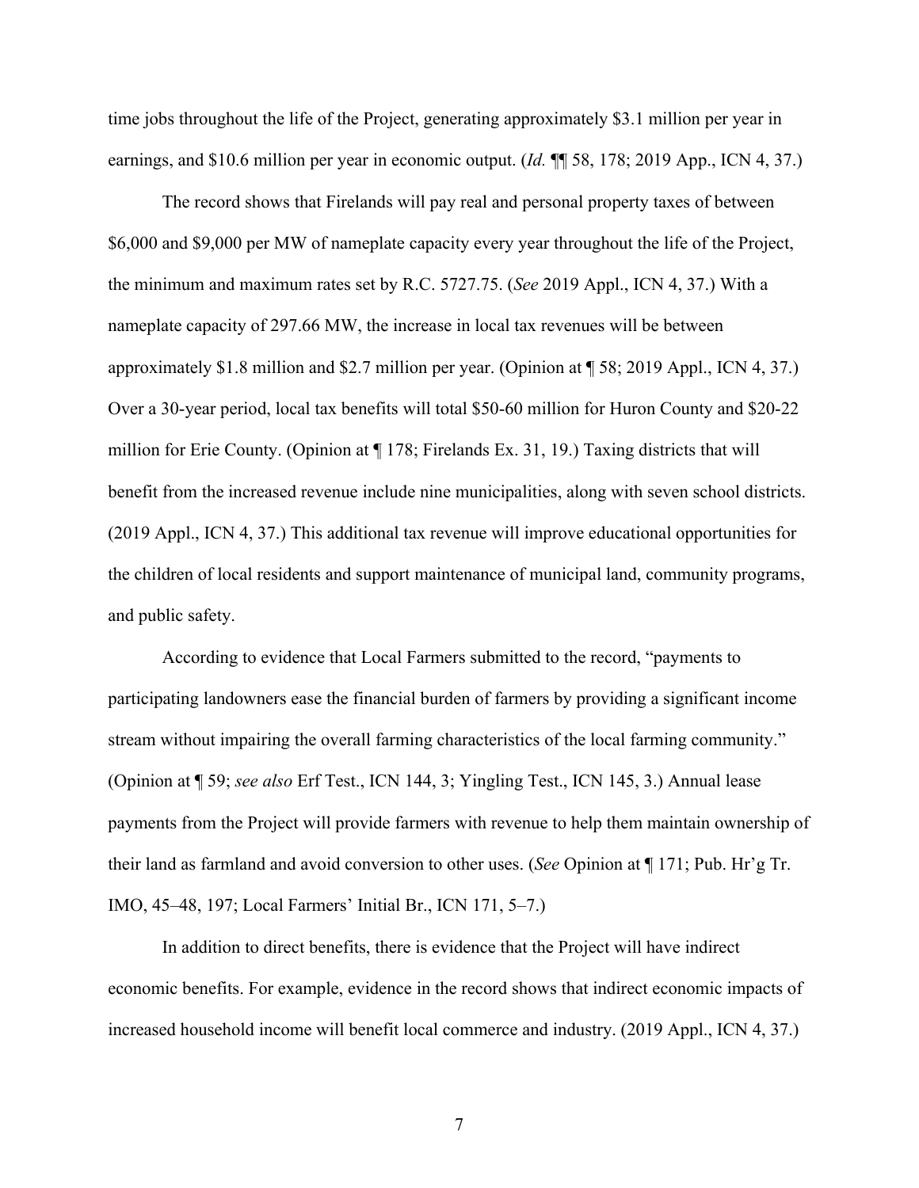time jobs throughout the life of the Project, generating approximately $3.1 million per year in earnings, and $10.6 million per year in economic output. (*Id.* ¶¶ 58, 178; 2019 App., ICN 4, 37.)

The record shows that Firelands will pay real and personal property taxes of between $6,000 and $9,000 per MW of nameplate capacity every year throughout the life of the Project, the minimum and maximum rates set by R.C. 5727.75. (*See* 2019 Appl., ICN 4, 37.) With a nameplate capacity of 297.66 MW, the increase in local tax revenues will be between approximately $1.8 million and $2.7 million per year. (Opinion at ¶ 58; 2019 Appl., ICN 4, 37.) Over a 30-year period, local tax benefits will total $50-60 million for Huron County and $20-22 million for Erie County. (Opinion at ¶ 178; Firelands Ex. 31, 19.) Taxing districts that will benefit from the increased revenue include nine municipalities, along with seven school districts. (2019 Appl., ICN 4, 37.) This additional tax revenue will improve educational opportunities for the children of local residents and support maintenance of municipal land, community programs, and public safety.

According to evidence that Local Farmers submitted to the record, "payments to participating landowners ease the financial burden of farmers by providing a significant income stream without impairing the overall farming characteristics of the local farming community." (Opinion at ¶ 59; *see also* Erf Test., ICN 144, 3; Yingling Test., ICN 145, 3.) Annual lease payments from the Project will provide farmers with revenue to help them maintain ownership of their land as farmland and avoid conversion to other uses. (*See* Opinion at ¶ 171; Pub. Hr'g Tr. IMO, 45–48, 197; Local Farmers' Initial Br., ICN 171, 5–7.)

In addition to direct benefits, there is evidence that the Project will have indirect economic benefits. For example, evidence in the record shows that indirect economic impacts of increased household income will benefit local commerce and industry. (2019 Appl., ICN 4, 37.)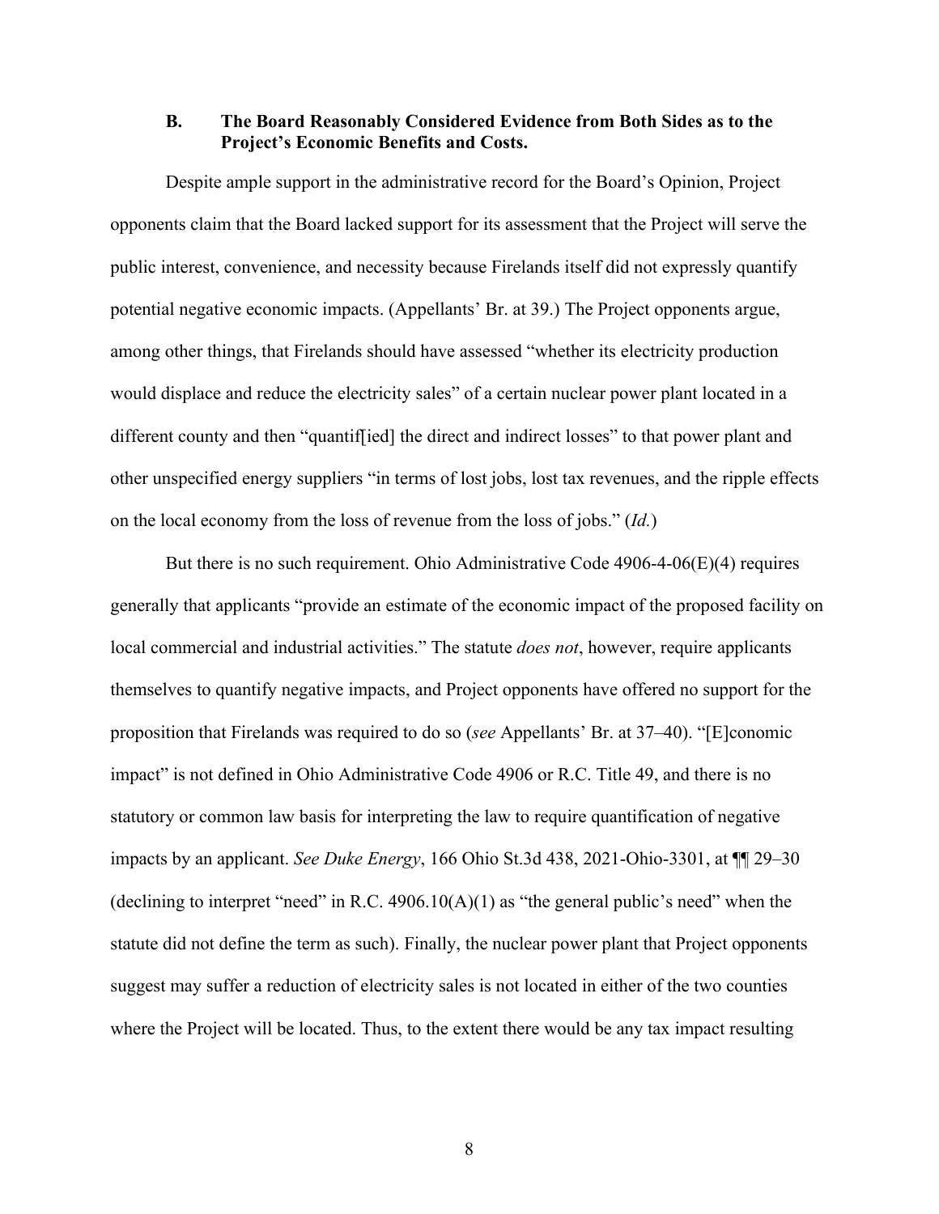### B. The Board Reasonably Considered Evidence from Both Sides as to the Project's Economic Benefits and Costs.

Despite ample support in the administrative record for the Board's Opinion, Project opponents claim that the Board lacked support for its assessment that the Project will serve the public interest, convenience, and necessity because Firelands itself did not expressly quantify potential negative economic impacts. (Appellants' Br. at 39.) The Project opponents argue, among other things, that Firelands should have assessed "whether its electricity production would displace and reduce the electricity sales" of a certain nuclear power plant located in a different county and then "quantif[ied] the direct and indirect losses" to that power plant and other unspecified energy suppliers "in terms of lost jobs, lost tax revenues, and the ripple effects on the local economy from the loss of revenue from the loss of jobs." (*Id.*)

But there is no such requirement. Ohio Administrative Code 4906-4-06(E)(4) requires generally that applicants "provide an estimate of the economic impact of the proposed facility on local commercial and industrial activities." The statute *does not*, however, require applicants themselves to quantify negative impacts, and Project opponents have offered no support for the proposition that Firelands was required to do so (*see* Appellants' Br. at 37–40). "[E]conomic impact" is not defined in Ohio Administrative Code 4906 or R.C. Title 49, and there is no statutory or common law basis for interpreting the law to require quantification of negative impacts by an applicant. *See Duke Energy*, 166 Ohio St.3d 438, 2021-Ohio-3301, at ¶¶ 29–30 (declining to interpret "need" in R.C. 4906.10(A)(1) as "the general public's need" when the statute did not define the term as such). Finally, the nuclear power plant that Project opponents suggest may suffer a reduction of electricity sales is not located in either of the two counties where the Project will be located. Thus, to the extent there would be any tax impact resulting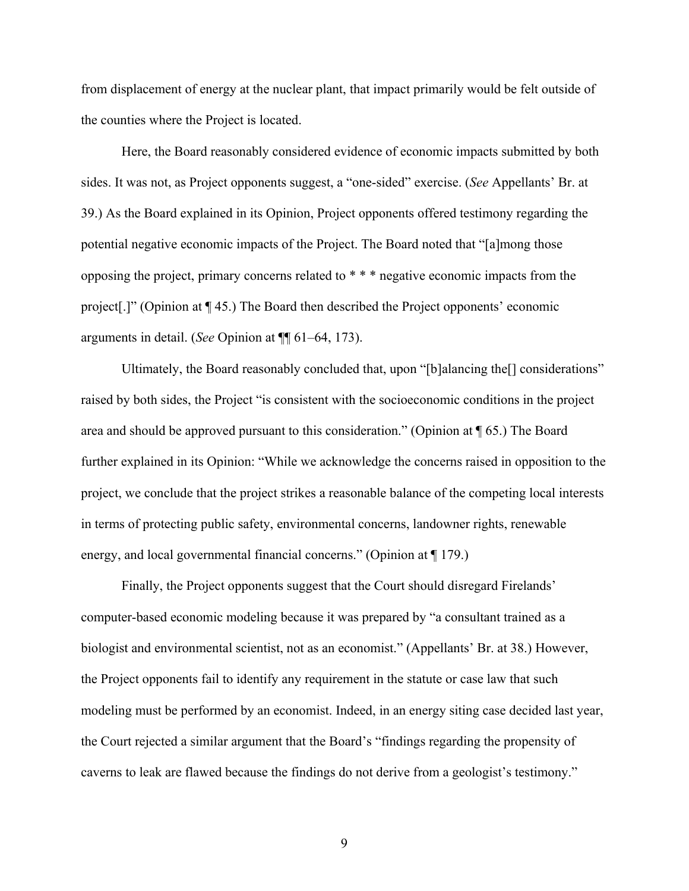from displacement of energy at the nuclear plant, that impact primarily would be felt outside of the counties where the Project is located.

Here, the Board reasonably considered evidence of economic impacts submitted by both sides. It was not, as Project opponents suggest, a "one-sided" exercise. (*See* Appellants' Br. at 39.) As the Board explained in its Opinion, Project opponents offered testimony regarding the potential negative economic impacts of the Project. The Board noted that "[a]mong those opposing the project, primary concerns related to * * * negative economic impacts from the project[.]" (Opinion at ¶ 45.) The Board then described the Project opponents' economic arguments in detail. (*See* Opinion at ¶¶ 61–64, 173).

Ultimately, the Board reasonably concluded that, upon "[b]alancing the[] considerations" raised by both sides, the Project "is consistent with the socioeconomic conditions in the project area and should be approved pursuant to this consideration." (Opinion at ¶ 65.) The Board further explained in its Opinion: "While we acknowledge the concerns raised in opposition to the project, we conclude that the project strikes a reasonable balance of the competing local interests in terms of protecting public safety, environmental concerns, landowner rights, renewable energy, and local governmental financial concerns." (Opinion at ¶ 179.)

Finally, the Project opponents suggest that the Court should disregard Firelands' computer-based economic modeling because it was prepared by "a consultant trained as a biologist and environmental scientist, not as an economist." (Appellants' Br. at 38.) However, the Project opponents fail to identify any requirement in the statute or case law that such modeling must be performed by an economist. Indeed, in an energy siting case decided last year, the Court rejected a similar argument that the Board's "findings regarding the propensity of caverns to leak are flawed because the findings do not derive from a geologist's testimony."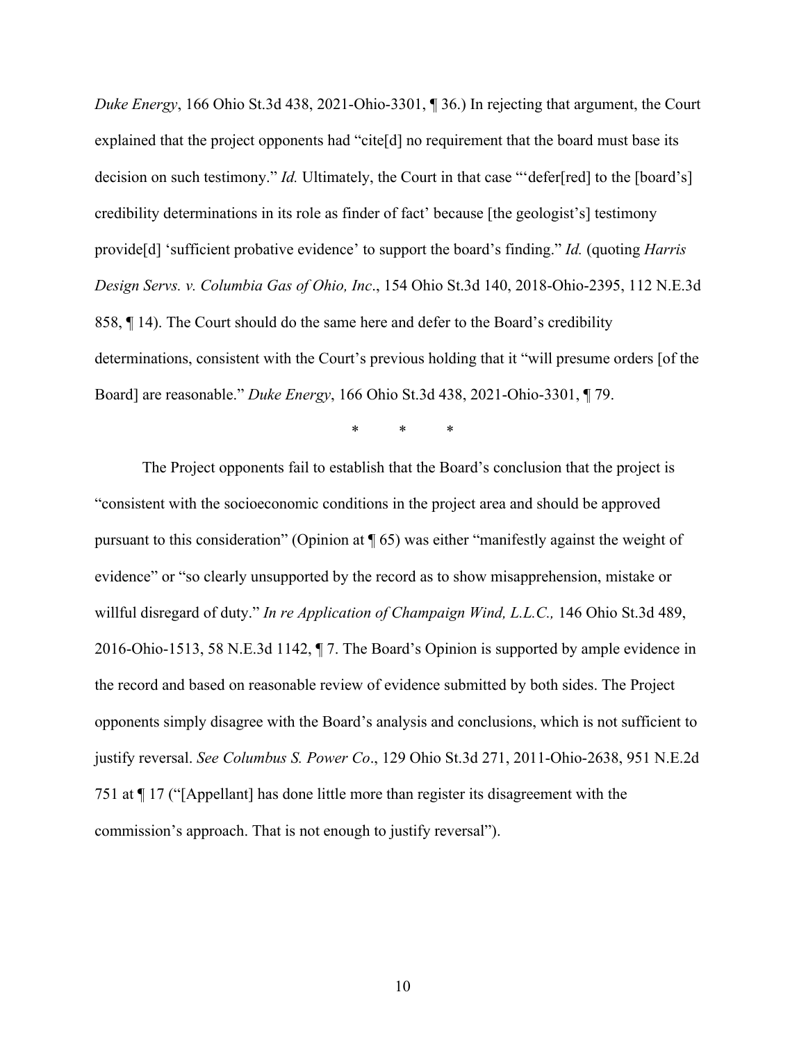*Duke Energy*, 166 Ohio St.3d 438, 2021-Ohio-3301, ¶ 36.) In rejecting that argument, the Court explained that the project opponents had "cite[d] no requirement that the board must base its decision on such testimony." *Id.* Ultimately, the Court in that case "'defer[red] to the [board's] credibility determinations in its role as finder of fact' because [the geologist's] testimony provide[d] 'sufficient probative evidence' to support the board's finding." *Id.* (quoting *Harris Design Servs. v. Columbia Gas of Ohio, Inc*., 154 Ohio St.3d 140, 2018-Ohio-2395, 112 N.E.3d 858, ¶ 14). The Court should do the same here and defer to the Board's credibility determinations, consistent with the Court's previous holding that it "will presume orders [of the Board] are reasonable." *Duke Energy*, 166 Ohio St.3d 438, 2021-Ohio-3301, ¶ 79.

\*         \*         \*

The Project opponents fail to establish that the Board's conclusion that the project is "consistent with the socioeconomic conditions in the project area and should be approved pursuant to this consideration" (Opinion at ¶ 65) was either "manifestly against the weight of evidence" or "so clearly unsupported by the record as to show misapprehension, mistake or willful disregard of duty." *In re Application of Champaign Wind, L.L.C.,* 146 Ohio St.3d 489, 2016-Ohio-1513, 58 N.E.3d 1142, ¶ 7. The Board's Opinion is supported by ample evidence in the record and based on reasonable review of evidence submitted by both sides. The Project opponents simply disagree with the Board's analysis and conclusions, which is not sufficient to justify reversal. *See Columbus S. Power Co*., 129 Ohio St.3d 271, 2011-Ohio-2638, 951 N.E.2d 751 at ¶ 17 ("[Appellant] has done little more than register its disagreement with the commission's approach. That is not enough to justify reversal").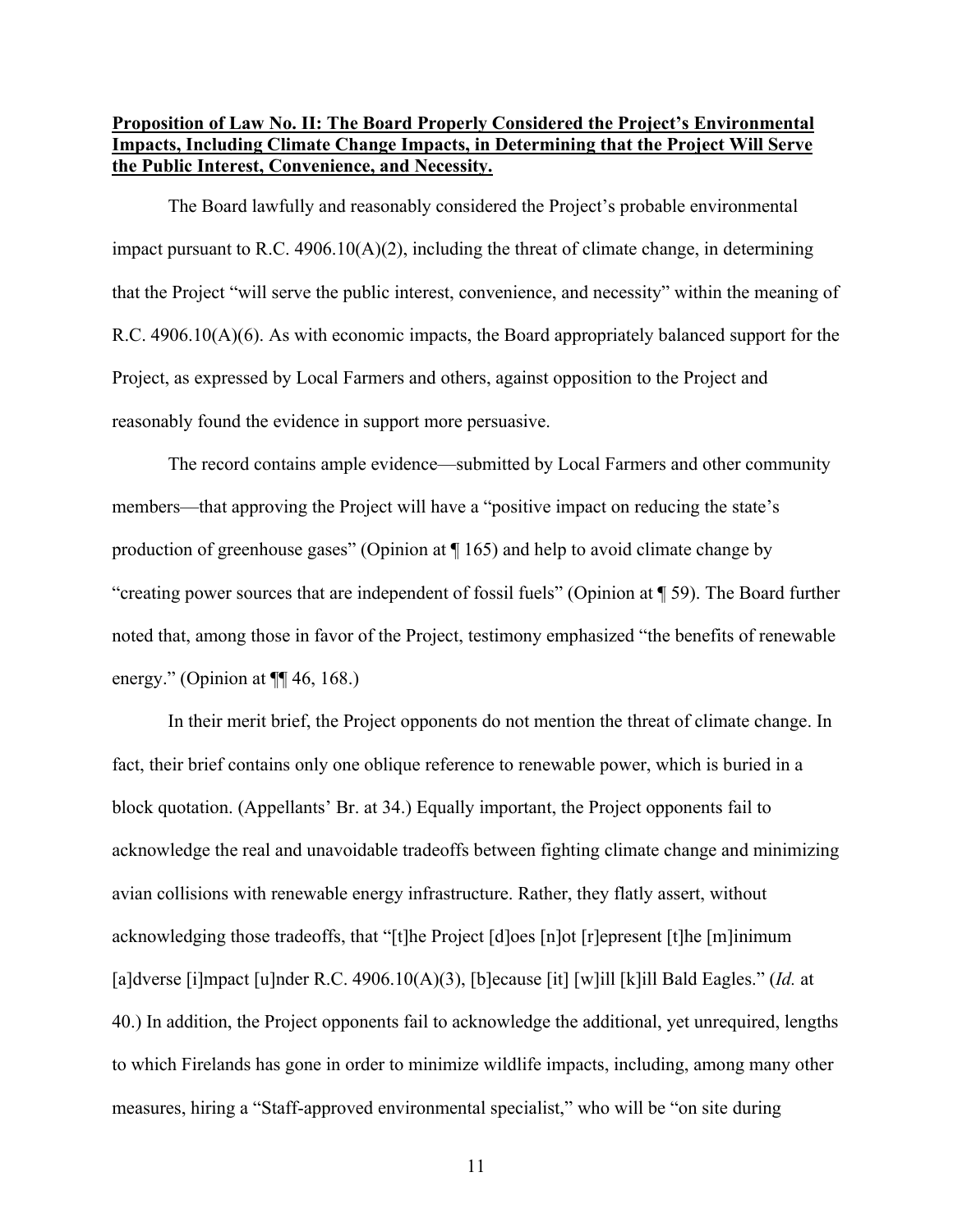**Proposition of Law No. II: The Board Properly Considered the Project's Environmental Impacts, Including Climate Change Impacts, in Determining that the Project Will Serve the Public Interest, Convenience, and Necessity.**

The Board lawfully and reasonably considered the Project's probable environmental impact pursuant to R.C. 4906.10(A)(2), including the threat of climate change, in determining that the Project "will serve the public interest, convenience, and necessity" within the meaning of R.C. 4906.10(A)(6). As with economic impacts, the Board appropriately balanced support for the Project, as expressed by Local Farmers and others, against opposition to the Project and reasonably found the evidence in support more persuasive.

The record contains ample evidence—submitted by Local Farmers and other community members—that approving the Project will have a "positive impact on reducing the state's production of greenhouse gases" (Opinion at ¶ 165) and help to avoid climate change by "creating power sources that are independent of fossil fuels" (Opinion at ¶ 59). The Board further noted that, among those in favor of the Project, testimony emphasized "the benefits of renewable energy." (Opinion at ¶¶ 46, 168.)

In their merit brief, the Project opponents do not mention the threat of climate change. In fact, their brief contains only one oblique reference to renewable power, which is buried in a block quotation. (Appellants' Br. at 34.) Equally important, the Project opponents fail to acknowledge the real and unavoidable tradeoffs between fighting climate change and minimizing avian collisions with renewable energy infrastructure. Rather, they flatly assert, without acknowledging those tradeoffs, that "[t]he Project [d]oes [n]ot [r]epresent [t]he [m]inimum [a]dverse [i]mpact [u]nder R.C. 4906.10(A)(3), [b]ecause [it] [w]ill [k]ill Bald Eagles." (*Id.* at 40.) In addition, the Project opponents fail to acknowledge the additional, yet unrequired, lengths to which Firelands has gone in order to minimize wildlife impacts, including, among many other measures, hiring a "Staff-approved environmental specialist," who will be "on site during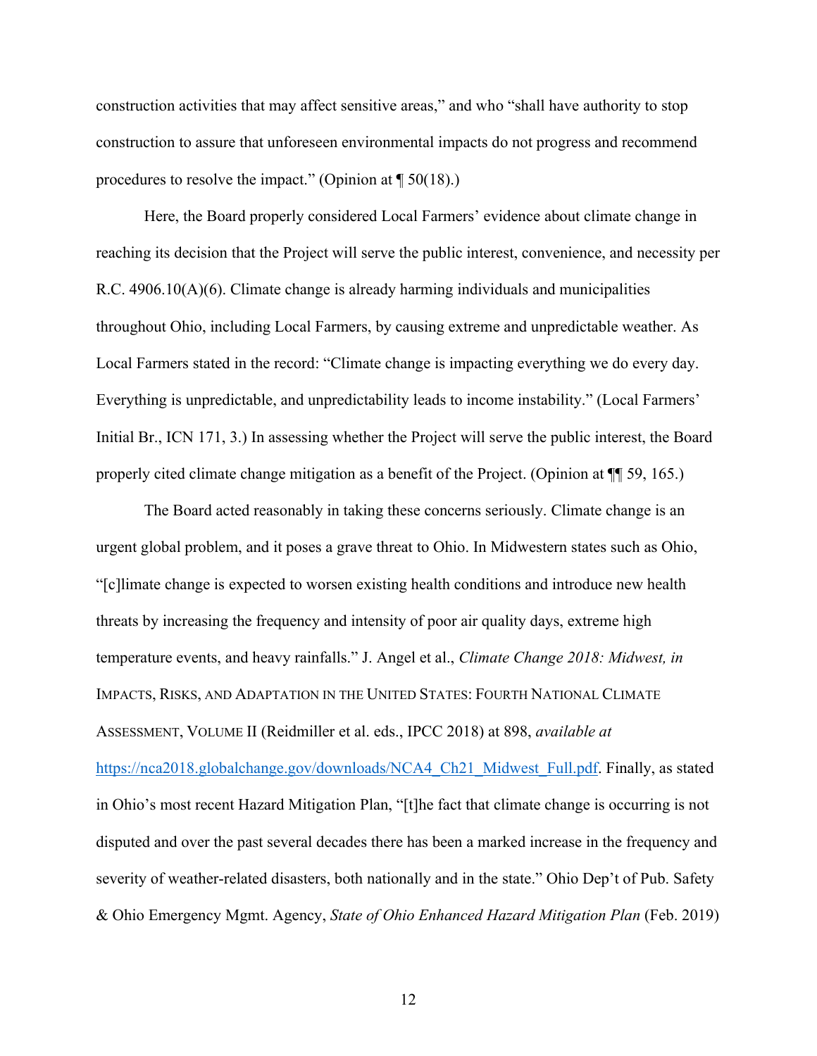construction activities that may affect sensitive areas," and who "shall have authority to stop construction to assure that unforeseen environmental impacts do not progress and recommend procedures to resolve the impact." (Opinion at ¶ 50(18).)

Here, the Board properly considered Local Farmers' evidence about climate change in reaching its decision that the Project will serve the public interest, convenience, and necessity per R.C. 4906.10(A)(6). Climate change is already harming individuals and municipalities throughout Ohio, including Local Farmers, by causing extreme and unpredictable weather. As Local Farmers stated in the record: "Climate change is impacting everything we do every day. Everything is unpredictable, and unpredictability leads to income instability." (Local Farmers' Initial Br., ICN 171, 3.) In assessing whether the Project will serve the public interest, the Board properly cited climate change mitigation as a benefit of the Project. (Opinion at ¶¶ 59, 165.)

The Board acted reasonably in taking these concerns seriously. Climate change is an urgent global problem, and it poses a grave threat to Ohio. In Midwestern states such as Ohio, "[c]limate change is expected to worsen existing health conditions and introduce new health threats by increasing the frequency and intensity of poor air quality days, extreme high temperature events, and heavy rainfalls." J. Angel et al., *Climate Change 2018: Midwest, in* IMPACTS, RISKS, AND ADAPTATION IN THE UNITED STATES: FOURTH NATIONAL CLIMATE ASSESSMENT, VOLUME II (Reidmiller et al. eds., IPCC 2018) at 898, *available at* https://nca2018.globalchange.gov/downloads/NCA4_Ch21_Midwest_Full.pdf. Finally, as stated in Ohio's most recent Hazard Mitigation Plan, "[t]he fact that climate change is occurring is not disputed and over the past several decades there has been a marked increase in the frequency and severity of weather-related disasters, both nationally and in the state." Ohio Dep't of Pub. Safety & Ohio Emergency Mgmt. Agency, *State of Ohio Enhanced Hazard Mitigation Plan* (Feb. 2019)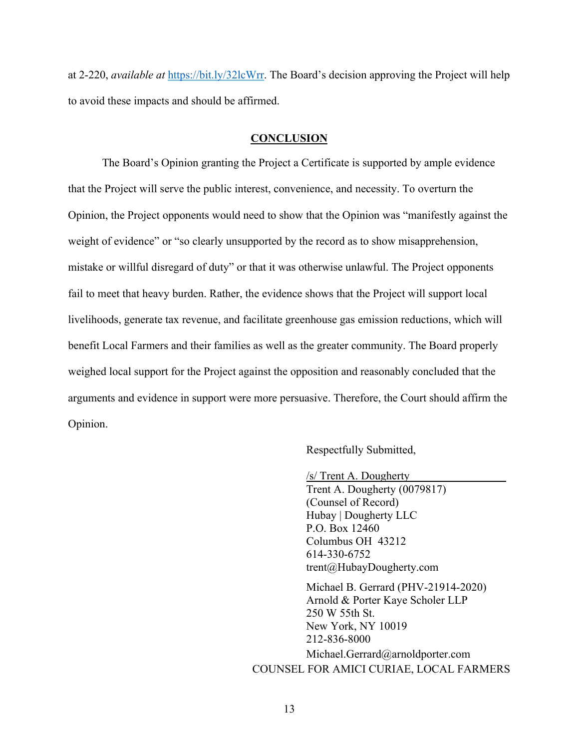at 2-220, *available at* https://bit.ly/32lcWrr. The Board's decision approving the Project will help to avoid these impacts and should be affirmed.

## CONCLUSION

The Board's Opinion granting the Project a Certificate is supported by ample evidence that the Project will serve the public interest, convenience, and necessity. To overturn the Opinion, the Project opponents would need to show that the Opinion was "manifestly against the weight of evidence" or "so clearly unsupported by the record as to show misapprehension, mistake or willful disregard of duty" or that it was otherwise unlawful. The Project opponents fail to meet that heavy burden. Rather, the evidence shows that the Project will support local livelihoods, generate tax revenue, and facilitate greenhouse gas emission reductions, which will benefit Local Farmers and their families as well as the greater community. The Board properly weighed local support for the Project against the opposition and reasonably concluded that the arguments and evidence in support were more persuasive. Therefore, the Court should affirm the Opinion.

Respectfully Submitted,

/s/ Trent A. Dougherty
Trent A. Dougherty (0079817)
(Counsel of Record)
Hubay | Dougherty LLC
P.O. Box 12460
Columbus OH 43212
614-330-6752
trent@HubayDougherty.com

Michael B. Gerrard (PHV-21914-2020)
Arnold & Porter Kaye Scholer LLP
250 W 55th St.
New York, NY 10019
212-836-8000
Michael.Gerrard@arnoldporter.com

COUNSEL FOR AMICI CURIAE, LOCAL FARMERS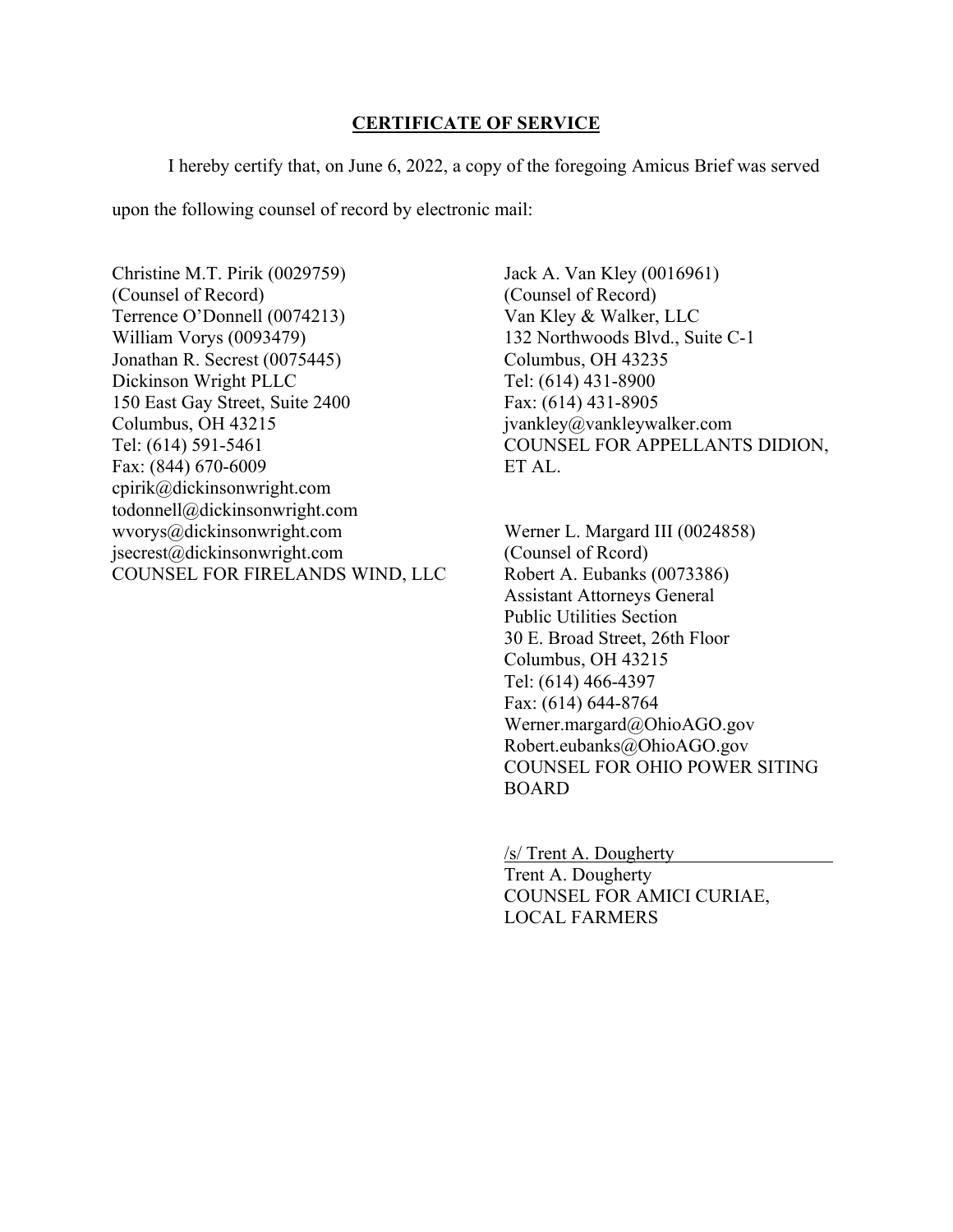## CERTIFICATE OF SERVICE

I hereby certify that, on June 6, 2022, a copy of the foregoing Amicus Brief was served upon the following counsel of record by electronic mail:

Christine M.T. Pirik (0029759)
(Counsel of Record)
Terrence O'Donnell (0074213)
William Vorys (0093479)
Jonathan R. Secrest (0075445)
Dickinson Wright PLLC
150 East Gay Street, Suite 2400
Columbus, OH 43215
Tel: (614) 591-5461
Fax: (844) 670-6009
cpirik@dickinsonwright.com
todonnell@dickinsonwright.com
wvorys@dickinsonwright.com
jsecrest@dickinsonwright.com
COUNSEL FOR FIRELANDS WIND, LLC

Jack A. Van Kley (0016961)
(Counsel of Record)
Van Kley & Walker, LLC
132 Northwoods Blvd., Suite C-1
Columbus, OH 43235
Tel: (614) 431-8900
Fax: (614) 431-8905
jvankley@vankleywalker.com
COUNSEL FOR APPELLANTS DIDION, ET AL.

Werner L. Margard III (0024858)
(Counsel of Rcord)
Robert A. Eubanks (0073386)
Assistant Attorneys General
Public Utilities Section
30 E. Broad Street, 26th Floor
Columbus, OH 43215
Tel: (614) 466-4397
Fax: (614) 644-8764
Werner.margard@OhioAGO.gov
Robert.eubanks@OhioAGO.gov
COUNSEL FOR OHIO POWER SITING BOARD

/s/ Trent A. Dougherty
Trent A. Dougherty
COUNSEL FOR AMICI CURIAE, LOCAL FARMERS